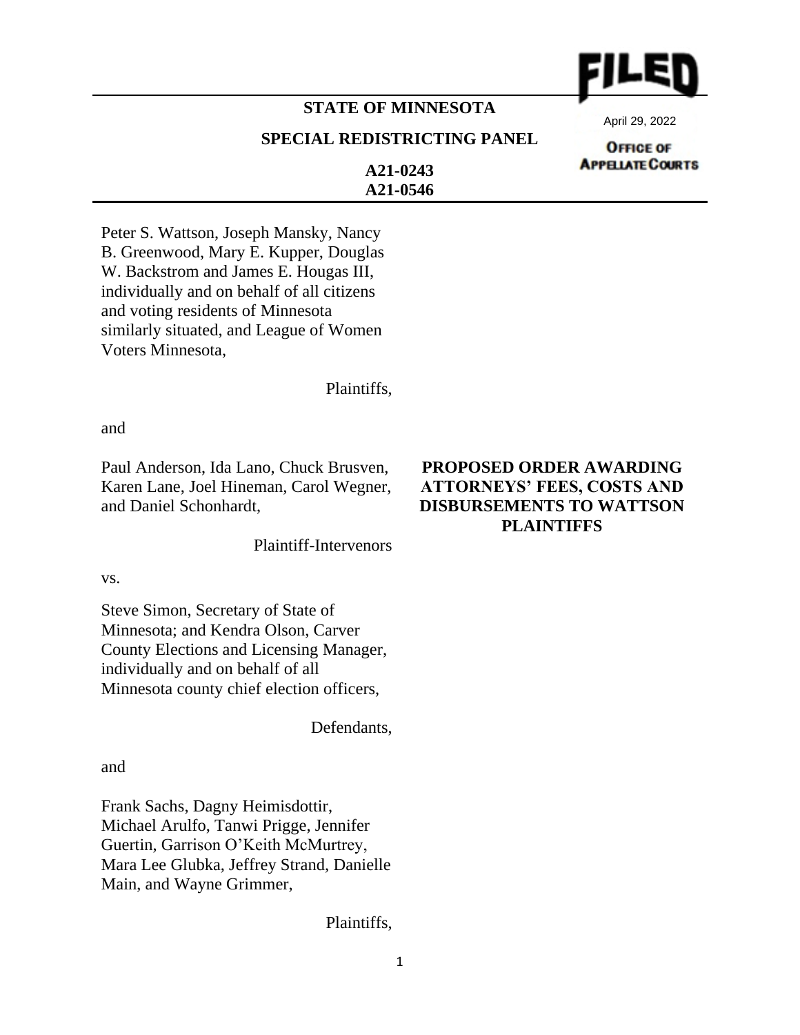FILED

April 29, 2022

OFFICE OF APPELLATE COURTS

**STATE OF MINNESOTA**

**SPECIAL REDISTRICTING PANEL**

**A21-0243**
**A21-0546**

Peter S. Wattson, Joseph Mansky, Nancy B. Greenwood, Mary E. Kupper, Douglas W. Backstrom and James E. Hougas III, individually and on behalf of all citizens and voting residents of Minnesota similarly situated, and League of Women Voters Minnesota,

Plaintiffs,

and

Paul Anderson, Ida Lano, Chuck Brusven, Karen Lane, Joel Hineman, Carol Wegner, and Daniel Schonhardt,

Plaintiff-Intervenors

vs.

Steve Simon, Secretary of State of Minnesota; and Kendra Olson, Carver County Elections and Licensing Manager, individually and on behalf of all Minnesota county chief election officers,

Defendants,

and

Frank Sachs, Dagny Heimisdottir, Michael Arulfo, Tanwi Prigge, Jennifer Guertin, Garrison O'Keith McMurtrey, Mara Lee Glubka, Jeffrey Strand, Danielle Main, and Wayne Grimmer,

Plaintiffs,

**PROPOSED ORDER AWARDING ATTORNEYS' FEES, COSTS AND DISBURSEMENTS TO WATTSON PLAINTIFFS**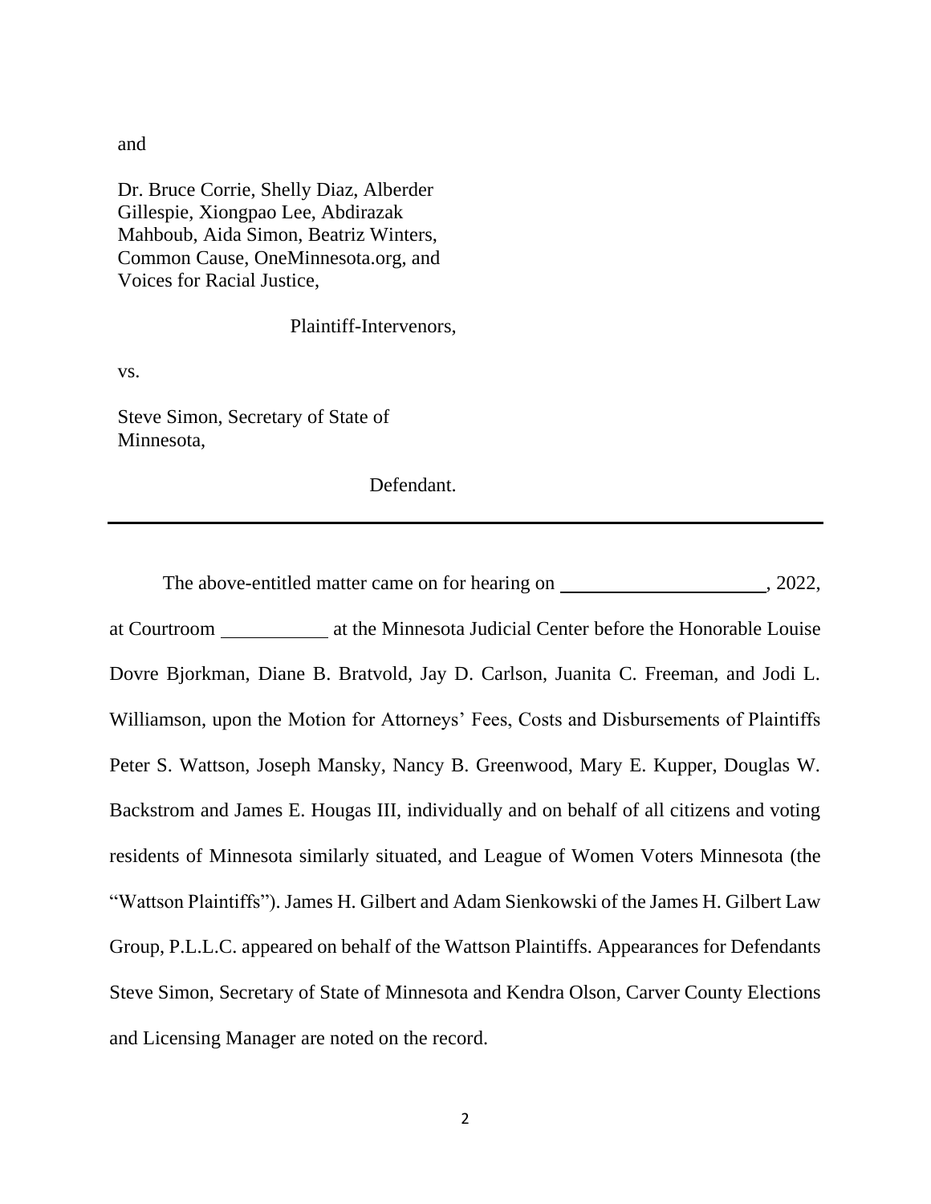and

Dr. Bruce Corrie, Shelly Diaz, Alberder Gillespie, Xiongpao Lee, Abdirazak Mahboub, Aida Simon, Beatriz Winters, Common Cause, OneMinnesota.org, and Voices for Racial Justice,

Plaintiff-Intervenors,

vs.

Steve Simon, Secretary of State of Minnesota,

Defendant.

---

The above-entitled matter came on for hearing on \_\_\_\_\_\_\_\_\_\_\_\_\_\_\_\_\_\_\_\_\_, 2022, at Courtroom \_\_\_\_\_\_\_\_\_\_\_ at the Minnesota Judicial Center before the Honorable Louise Dovre Bjorkman, Diane B. Bratvold, Jay D. Carlson, Juanita C. Freeman, and Jodi L. Williamson, upon the Motion for Attorneys' Fees, Costs and Disbursements of Plaintiffs Peter S. Wattson, Joseph Mansky, Nancy B. Greenwood, Mary E. Kupper, Douglas W. Backstrom and James E. Hougas III, individually and on behalf of all citizens and voting residents of Minnesota similarly situated, and League of Women Voters Minnesota (the "Wattson Plaintiffs"). James H. Gilbert and Adam Sienkowski of the James H. Gilbert Law Group, P.L.L.C. appeared on behalf of the Wattson Plaintiffs. Appearances for Defendants Steve Simon, Secretary of State of Minnesota and Kendra Olson, Carver County Elections and Licensing Manager are noted on the record.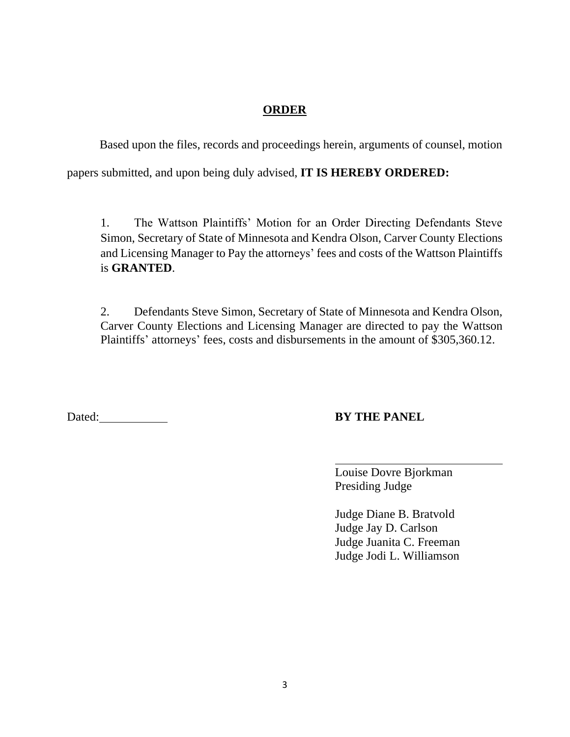# ORDER

Based upon the files, records and proceedings herein, arguments of counsel, motion papers submitted, and upon being duly advised, **IT IS HEREBY ORDERED:**

1. The Wattson Plaintiffs' Motion for an Order Directing Defendants Steve Simon, Secretary of State of Minnesota and Kendra Olson, Carver County Elections and Licensing Manager to Pay the attorneys' fees and costs of the Wattson Plaintiffs is **GRANTED**.

2. Defendants Steve Simon, Secretary of State of Minnesota and Kendra Olson, Carver County Elections and Licensing Manager are directed to pay the Wattson Plaintiffs' attorneys' fees, costs and disbursements in the amount of $305,360.12.

Dated: ____________

**BY THE PANEL**

______________________________

Louise Dovre Bjorkman
Presiding Judge

Judge Diane B. Bratvold
Judge Jay D. Carlson
Judge Juanita C. Freeman
Judge Jodi L. Williamson